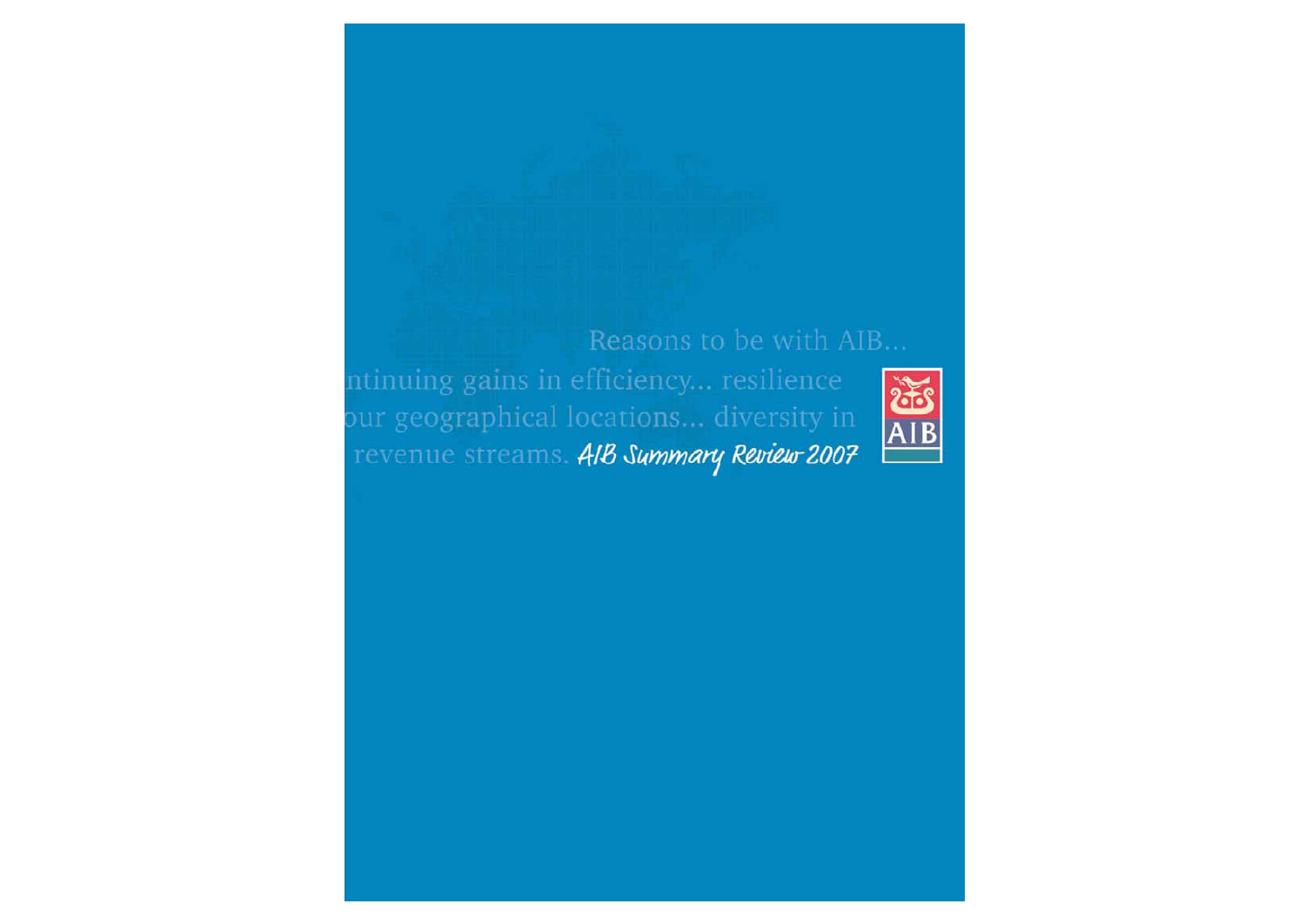Reasons to be with AIB...

ntinuing gains in efficiency... resilience our geographical locations... diversity in revenue streams.

# AIB Summary Review 2007

AIB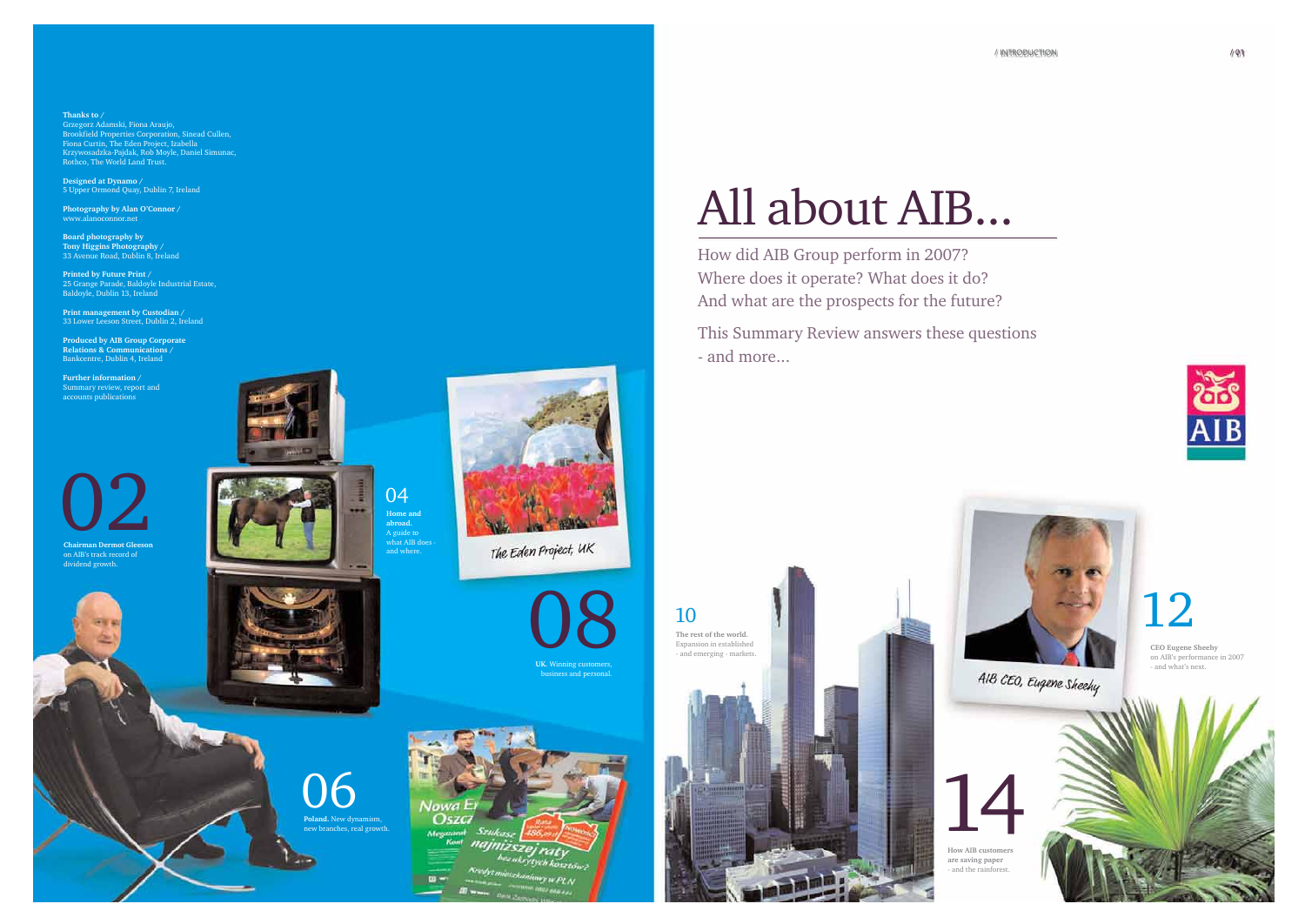# All about AIB...

How did AIB Group perform in 2007?
Where does it operate? What does it do?
And what are the prospects for the future?

This Summary Review answers these questions - and more...

**02**

**Chairman Dermot Gleeson** on AIB's track record of dividend growth.

**04**

**Home and abroad.** A guide to what AIB does - and where.

**06**

**Poland.** New dynamism, new branches, real growth.

**08**

**UK.** Winning customers, business and personal.

**10**

**The rest of the world.** Expansion in established - and emerging - markets.

**12**

**CEO Eugene Sheehy** on AIB's performance in 2007 - and what's next.

**14**

**How AIB customers are saving paper** - and the rainforest.

The Eden Project, UK

AIB CEO, Eugene Sheehy

**Thanks to /**
Grzegorz Adamski, Fiona Araujo, Brookfield Properties Corporation, Sinead Cullen, Fiona Curtin, The Eden Project, Izabella Krzywosadzka-Pajdak, Rob Moyle, Daniel Simunac, Rothco, The World Land Trust.

**Designed at Dynamo /**
5 Upper Ormond Quay, Dublin 7, Ireland

**Photography by Alan O'Connor /**
www.alanoconnor.net

**Board photography by Tony Higgins Photography /**
33 Avenue Road, Dublin 8, Ireland

**Printed by Future Print /**
25 Grange Parade, Baldoyle Industrial Estate, Baldoyle, Dublin 13, Ireland

**Print management by Custodian /**
33 Lower Leeson Street, Dublin 2, Ireland

**Produced by AIB Group Corporate Relations & Communications /**
Bankcentre, Dublin 4, Ireland

**Further information /**
Summary review, report and accounts publications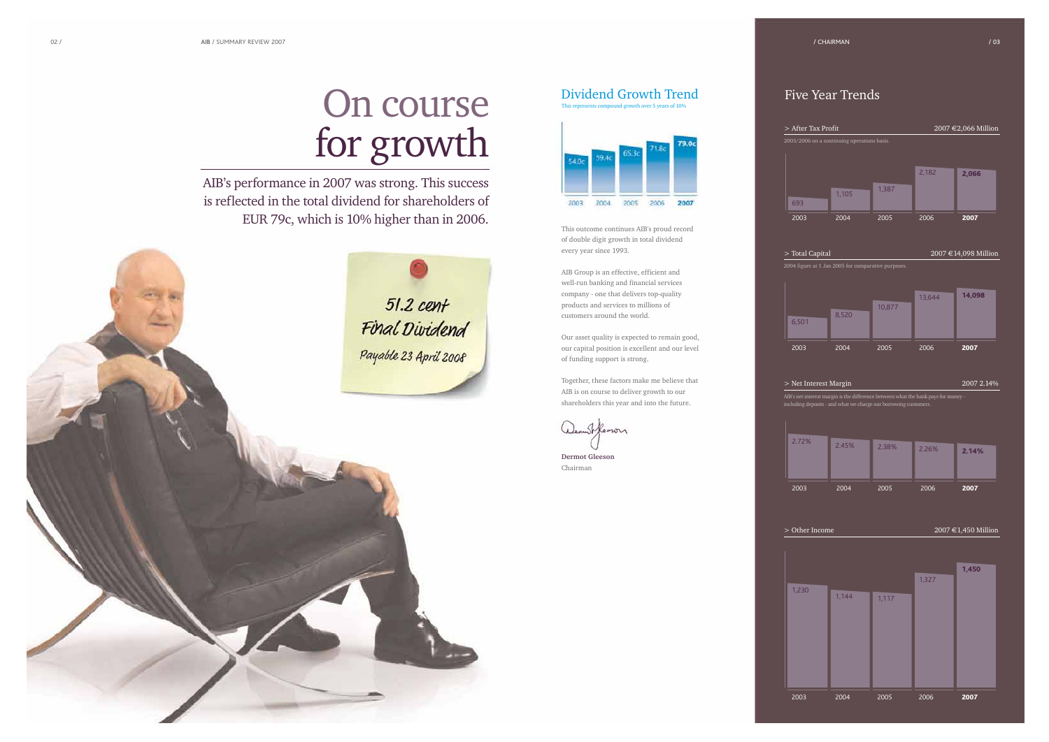# On course for growth

AIB's performance in 2007 was strong. This success is reflected in the total dividend for shareholders of EUR 79c, which is 10% higher than in 2006.

51.2 cent
Final Dividend
Payable 23 April 2008

## Dividend Growth Trend

This represents compound growth over 5 years of 10%

| 2003 | 2004 | 2005 | 2006 | **2007** |
|---|---|---|---|---|
| 54.0c | 59.4c | 65.3c | 71.8c | **79.0c** |

This outcome continues AIB's proud record of double digit growth in total dividend every year since 1993.

AIB Group is an effective, efficient and well-run banking and financial services company - one that delivers top-quality products and services to millions of customers around the world.

Our asset quality is expected to remain good, our capital position is excellent and our level of funding support is strong.

Together, these factors make me believe that AIB is on course to deliver growth to our shareholders this year and into the future.

**Dermot Gleeson**
Chairman

## Five Year Trends

> After Tax Profit — 2007 €2,066 Million

2003/2006 on a continuing operations basis.

| 2003 | 2004 | 2005 | 2006 | **2007** |
|---|---|---|---|---|
| 693 | 1,105 | 1,387 | 2,182 | **2,066** |

> Total Capital — 2007 €14,098 Million

2004 figure at 1 Jan 2005 for comparative purposes.

| 2003 | 2004 | 2005 | 2006 | **2007** |
|---|---|---|---|---|
| 6,501 | 8,520 | 10,877 | 13,644 | **14,098** |

> Net Interest Margin — 2007 2.14%

AIB's net interest margin is the difference between what the bank pays for money - including deposits - and what we charge our borrowing customers.

| 2003 | 2004 | 2005 | 2006 | **2007** |
|---|---|---|---|---|
| 2.72% | 2.45% | 2.38% | 2.26% | **2.14%** |

> Other Income — 2007 €1,450 Million

| 2003 | 2004 | 2005 | 2006 | **2007** |
|---|---|---|---|---|
| 1,230 | 1,144 | 1,117 | 1,327 | **1,450** |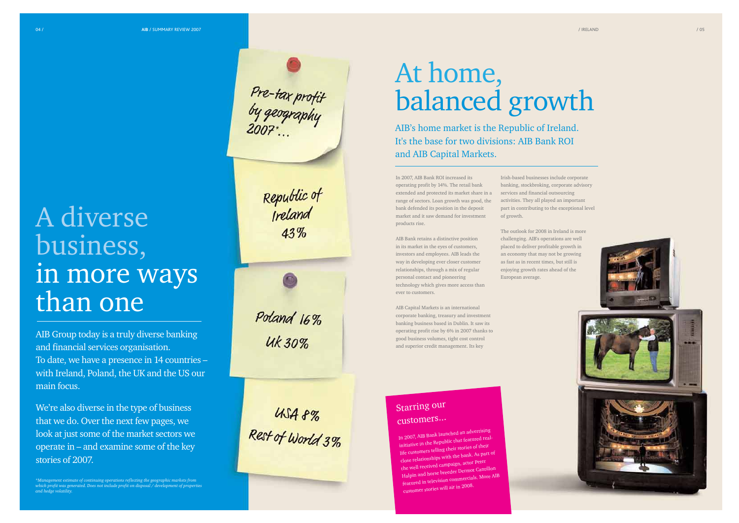# A diverse business, in more ways than one

AIB Group today is a truly diverse banking and financial services organisation. To date, we have a presence in 14 countries – with Ireland, Poland, the UK and the US our main focus.

We're also diverse in the type of business that we do. Over the next few pages, we look at just some of the market sectors we operate in – and examine some of the key stories of 2007.

*\*Management estimate of continuing operations reflecting the geographic markets from which profit was generated. Does not include profit on disposal / development of properties and hedge volatility.*

Pre-tax profit by geography 2007*...

Republic of Ireland 43%

Poland 16%

UK 30%

USA 8%

Rest of World 3%

# At home, balanced growth

## AIB's home market is the Republic of Ireland. It's the base for two divisions: AIB Bank ROI and AIB Capital Markets.

In 2007, AIB Bank ROI increased its operating profit by 14%. The retail bank extended and protected its market share in a range of sectors. Loan growth was good, the bank defended its position in the deposit market and it saw demand for investment products rise.

AIB Bank retains a distinctive position in its market in the eyes of customers, investors and employees. AIB leads the way in developing ever closer customer relationships, through a mix of regular personal contact and pioneering technology which gives more access than ever to customers.

AIB Capital Markets is an international corporate banking, treasury and investment banking business based in Dublin. It saw its operating profit rise by 6% in 2007 thanks to good business volumes, tight cost control and superior credit management. Its key Irish-based businesses include corporate banking, stockbroking, corporate advisory services and financial outsourcing activities. They all played an important part in contributing to the exceptional level of growth.

The outlook for 2008 in Ireland is more challenging. AIB's operations are well placed to deliver profitable growth in an economy that may not be growing as fast as in recent times, but still is enjoying growth rates ahead of the European average.

### Starring our customers...

In 2007, AIB Bank launched an advertising initiative in the Republic that featured real-life customers telling their stories of their close relationships with the bank. As part of the well received campaign, actor Peter Halpin and horse breeder Dermot Cantillon featured in television commercials. More AIB customer stories will air in 2008.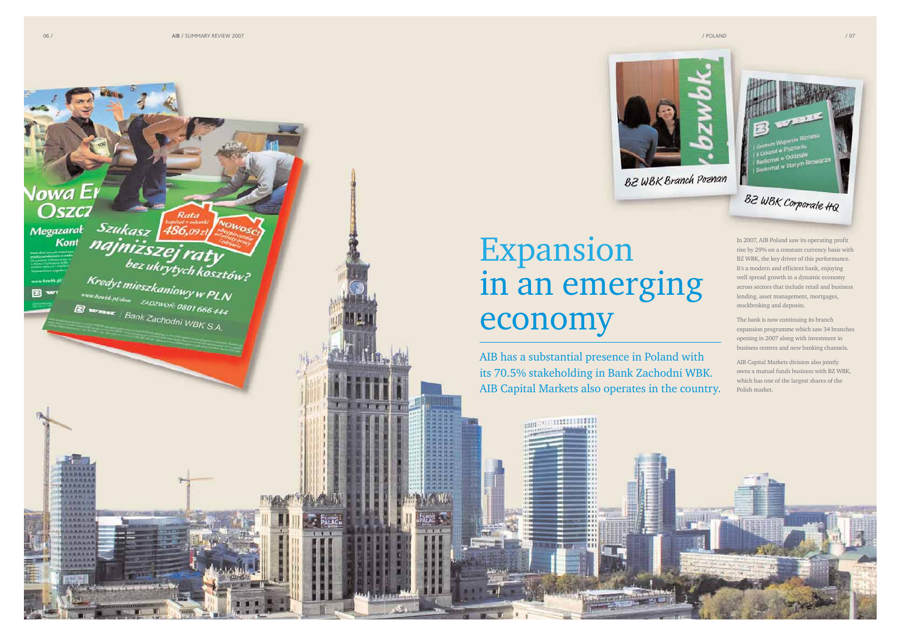# Expansion in an emerging economy

AIB has a substantial presence in Poland with its 70.5% stakeholding in Bank Zachodni WBK. AIB Capital Markets also operates in the country.

In 2007, AIB Poland saw its operating profit rise by 29% on a constant currency basis with BZ WBK, the key driver of this performance. It's a modern and efficient bank, enjoying well spread growth in a dynamic economy across sectors that include retail and business lending, asset management, mortgages, stockbroking and deposits.

The bank is now continuing its branch expansion programme which saw 34 branches opening in 2007 along with investment in business centres and new banking channels.

AIB Capital Markets division also jointly owns a mutual funds business with BZ WBK, which has one of the largest shares of the Polish market.

BZ WBK Branch Poznan

BZ WBK Corporate HQ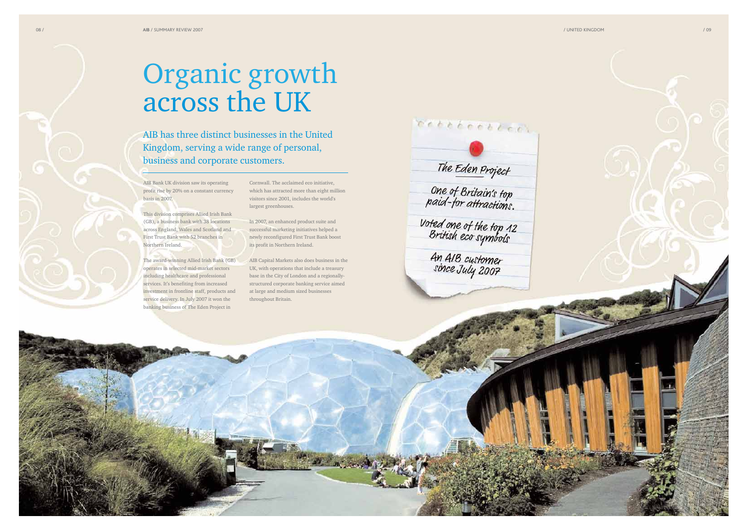# Organic growth across the UK

AIB has three distinct businesses in the United Kingdom, serving a wide range of personal, business and corporate customers.

AIB Bank UK division saw its operating profit rise by 20% on a constant currency basis in 2007.

This division comprises Allied Irish Bank (GB), a business bank with 38 locations across England, Wales and Scotland and First Trust Bank with 52 branches in Northern Ireland.

The award-winning Allied Irish Bank (GB) operates in selected mid-market sectors including healthcare and professional services. It's benefiting from increased investment in frontline staff, products and service delivery. In July 2007 it won the banking business of The Eden Project in Cornwall. The acclaimed eco initiative, which has attracted more than eight million visitors since 2001, includes the world's largest greenhouses.

In 2007, an enhanced product suite and successful marketing initiatives helped a newly reconfigured First Trust Bank boost its profit in Northern Ireland.

AIB Capital Markets also does business in the UK, with operations that include a treasury base in the City of London and a regionally-structured corporate banking service aimed at large and medium sized businesses throughout Britain.

The Eden Project

One of Britain's top paid-for attractions.

Voted one of the top 12 British eco symbols

An AIB customer since July 2007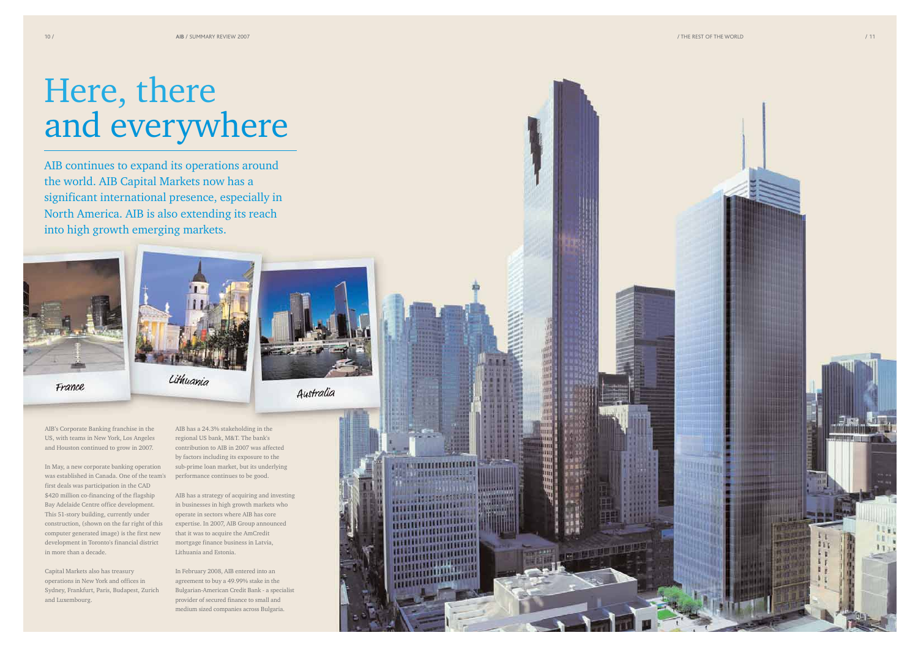# Here, there and everywhere

AIB continues to expand its operations around the world. AIB Capital Markets now has a significant international presence, especially in North America. AIB is also extending its reach into high growth emerging markets.

France

Lithuania

Australia

AIB's Corporate Banking franchise in the US, with teams in New York, Los Angeles and Houston continued to grow in 2007.

In May, a new corporate banking operation was established in Canada. One of the team's first deals was participation in the CAD $420 million co-financing of the flagship Bay Adelaide Centre office development. This 51-story building, currently under construction, (shown on the far right of this computer generated image) is the first new development in Toronto's financial district in more than a decade.

Capital Markets also has treasury operations in New York and offices in Sydney, Frankfurt, Paris, Budapest, Zurich and Luxembourg.

AIB has a 24.3% stakeholding in the regional US bank, M&T. The bank's contribution to AIB in 2007 was affected by factors including its exposure to the sub-prime loan market, but its underlying performance continues to be good.

AIB has a strategy of acquiring and investing in businesses in high growth markets who operate in sectors where AIB has core expertise. In 2007, AIB Group announced that it was to acquire the AmCredit mortgage finance business in Latvia, Lithuania and Estonia.

In February 2008, AIB entered into an agreement to buy a 49.99% stake in the Bulgarian-American Credit Bank - a specialist provider of secured finance to small and medium sized companies across Bulgaria.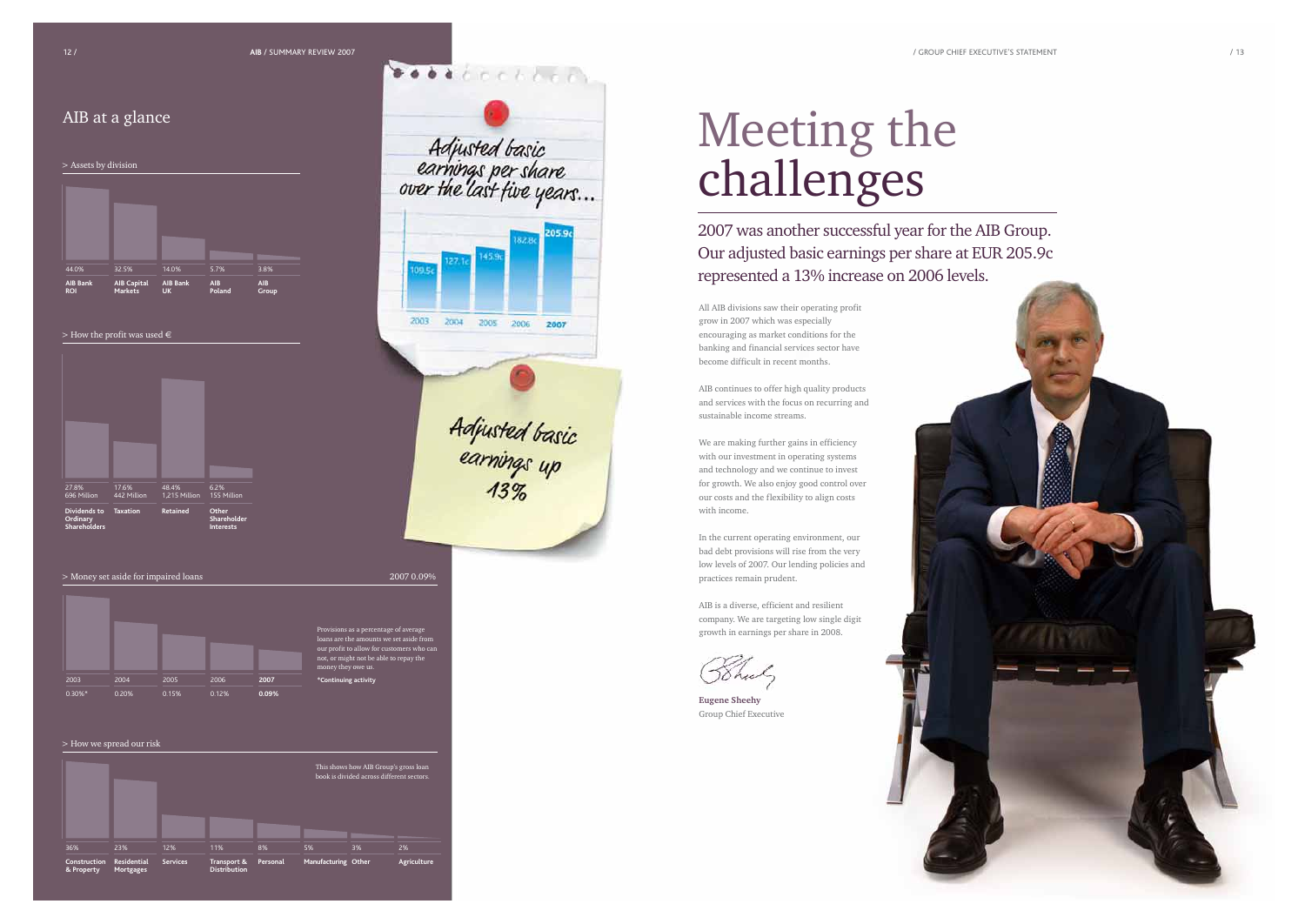## AIB at a glance

> Assets by division

| AIB Bank ROI | AIB Capital Markets | AIB Bank UK | AIB Poland | AIB Group |
|---|---|---|---|---|
| 44.0% | 32.5% | 14.0% | 5.7% | 3.8% |

> How the profit was used €

| Dividends to Ordinary Shareholders | Taxation | Retained | Other Shareholder Interests |
|---|---|---|---|
| 27.8% | 17.6% | 48.4% | 6.2% |
| 696 Million | 442 Million | 1,215 Million | 155 Million |

> Money set aside for impaired loans

2007 0.09%

| 2003 | 2004 | 2005 | 2006 | 2007 |
|---|---|---|---|---|
| 0.30%* | 0.20% | 0.15% | 0.12% | **0.09%** |

Provisions as a percentage of average loans are the amounts we set aside from our profit to allow for customers who can not, or might not be able to repay the money they owe us.

**\*Continuing activity**

> How we spread our risk

This shows how AIB Group's gross loan book is divided across different sectors.

| Construction & Property | Residential Mortgages | Services | Transport & Distribution | Personal | Manufacturing | Other | Agriculture |
|---|---|---|---|---|---|---|---|
| 36% | 23% | 12% | 11% | 8% | 5% | 3% | 2% |

Adjusted basic earnings per share over the last five years...

| 2003 | 2004 | 2005 | 2006 | 2007 |
|---|---|---|---|---|
| 109.5c | 127.1c | 145.9c | 182.8c | 205.9c |

Adjusted basic earnings up 13%

# Meeting the challenges

2007 was another successful year for the AIB Group. Our adjusted basic earnings per share at EUR 205.9c represented a 13% increase on 2006 levels.

All AIB divisions saw their operating profit grow in 2007 which was especially encouraging as market conditions for the banking and financial services sector have become difficult in recent months.

AIB continues to offer high quality products and services with the focus on recurring and sustainable income streams.

We are making further gains in efficiency with our investment in operating systems and technology and we continue to invest for growth. We also enjoy good control over our costs and the flexibility to align costs with income.

In the current operating environment, our bad debt provisions will rise from the very low levels of 2007. Our lending policies and practices remain prudent.

AIB is a diverse, efficient and resilient company. We are targeting low single digit growth in earnings per share in 2008.

**Eugene Sheehy**
Group Chief Executive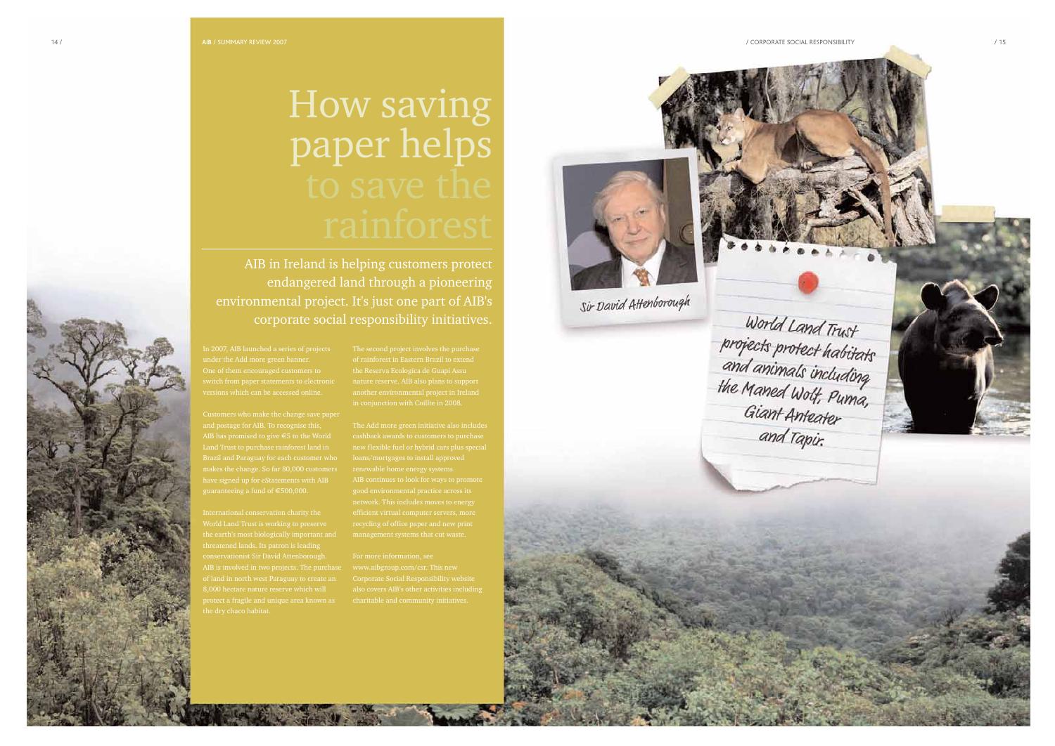# How saving paper helps to save the rainforest

AIB in Ireland is helping customers protect endangered land through a pioneering environmental project. It's just one part of AIB's corporate social responsibility initiatives.

In 2007, AIB launched a series of projects under the Add more green banner. One of them encouraged customers to switch from paper statements to electronic versions which can be accessed online.

Customers who make the change save paper and postage for AIB. To recognise this, AIB has promised to give €5 to the World Land Trust to purchase rainforest land in Brazil and Paraguay for each customer who makes the change. So far 80,000 customers have signed up for eStatements with AIB guaranteeing a fund of €500,000.

International conservation charity the World Land Trust is working to preserve the earth's most biologically important and threatened lands. Its patron is leading conservationist Sir David Attenborough. AIB is involved in two projects. The purchase of land in north west Paraguay to create an 8,000 hectare nature reserve which will protect a fragile and unique area known as the dry chaco habitat.

The second project involves the purchase of rainforest in Eastern Brazil to extend the Reserva Ecologica de Guapi Assu nature reserve. AIB also plans to support another environmental project in Ireland in conjunction with Coillte in 2008.

The Add more green initiative also includes cashback awards to customers to purchase new flexible fuel or hybrid cars plus special loans/mortgages to install approved renewable home energy systems. AIB continues to look for ways to promote good environmental practice across its network. This includes moves to energy efficient virtual computer servers, more recycling of office paper and new print management systems that cut waste.

For more information, see www.aibgroup.com/csr. This new Corporate Social Responsibility website also covers AIB's other activities including charitable and community initiatives.

Sir David Attenborough

World Land Trust projects protect habitats and animals including the Maned Wolf, Puma, Giant Anteater and Tapir.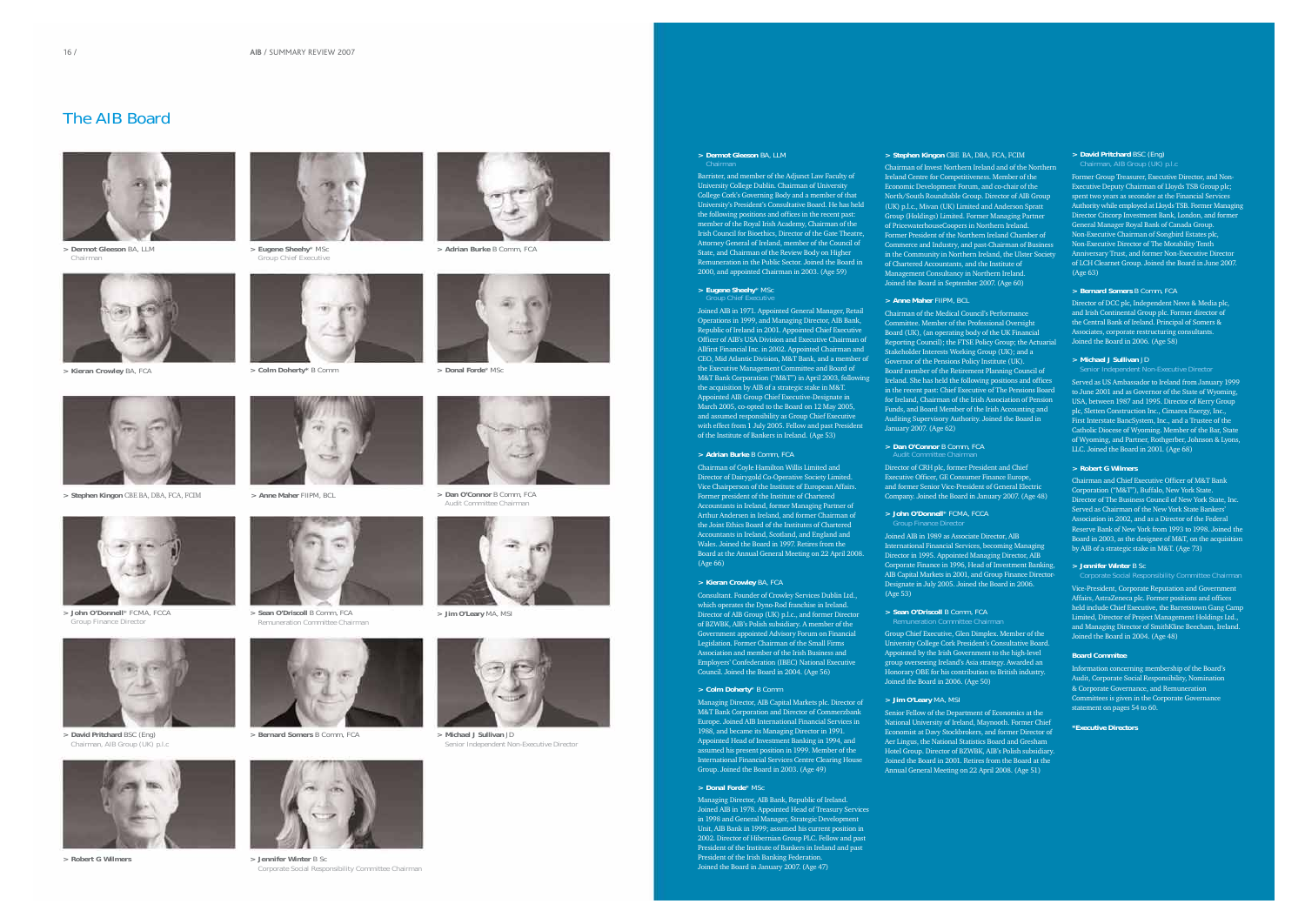# The AIB Board

> **Dermot Gleeson** BA, LLM
Chairman

> **Eugene Sheehy*** MSc
Group Chief Executive

> **Adrian Burke** B Comm, FCA

> **Kieran Crowley** BA, FCA

> **Colm Doherty*** B Comm

> **Donal Forde*** MSc

> **Stephen Kingon** CBE BA, DBA, FCA, FCIM

> **Anne Maher** FIIPM, BCL

> **Dan O'Connor** B Comm, FCA
Audit Committee Chairman

> **John O'Donnell*** FCMA, FCCA
Group Finance Director

> **Sean O'Driscoll** B Comm, FCA
Remuneration Committee Chairman

> **Jim O'Leary** MA, MSI

> **David Pritchard** BSC (Eng)
Chairman, AIB Group (UK) p.l.c

> **Bernard Somers** B Comm, FCA

> **Michael J Sullivan** JD
Senior Independent Non-Executive Director

> **Robert G Wilmers**

> **Jennifer Winter** B Sc
Corporate Social Responsibility Committee Chairman

---

**> Dermot Gleeson** BA, LLM
Chairman

Barrister, and member of the Adjunct Law Faculty of University College Dublin. Chairman of University College Cork's Governing Body and a member of that University's President's Consultative Board. He has held the following positions and offices in the recent past: member of the Royal Irish Academy, Chairman of the Irish Council for Bioethics, Director of the Gate Theatre, Attorney General of Ireland, member of the Council of State, and Chairman of the Review Body on Higher Remuneration in the Public Sector. Joined the Board in 2000, and appointed Chairman in 2003. (Age 59)

**> Eugene Sheehy*** MSc
Group Chief Executive

Joined AIB in 1971. Appointed General Manager, Retail Operations in 1999, and Managing Director, AIB Bank, Republic of Ireland in 2001. Appointed Chief Executive Officer of AIB's USA Division and Executive Chairman of Allfirst Financial Inc. in 2002. Appointed Chairman and CEO, Mid Atlantic Division, M&T Bank, and a member of the Executive Management Committee and Board of M&T Bank Corporation ("M&T") in April 2003, following the acquisition by AIB of a strategic stake in M&T. Appointed AIB Group Chief Executive-Designate in March 2005, co-opted to the Board on 12 May 2005, and assumed responsibility as Group Chief Executive with effect from 1 July 2005. Fellow and past President of the Institute of Bankers in Ireland. (Age 53)

**> Adrian Burke** B Comm, FCA

Chairman of Coyle Hamilton Willis Limited and Director of Dairygold Co-Operative Society Limited. Vice Chairperson of the Institute of European Affairs. Former president of the Institute of Chartered Accountants in Ireland, former Managing Partner of Arthur Andersen in Ireland, and former Chairman of the Joint Ethics Board of the Institutes of Chartered Accountants in Ireland, Scotland, and England and Wales. Joined the Board in 1997. Retires from the Board at the Annual General Meeting on 22 April 2008. (Age 66)

**> Kieran Crowley** BA, FCA

Consultant. Founder of Crowley Services Dublin Ltd., which operates the Dyno-Rod franchise in Ireland. Director of AIB Group (UK) p.l.c., and former Director of BZWBK, AIB's Polish subsidiary. A member of the Government appointed Advisory Forum on Financial Legislation. Former Chairman of the Small Firms Association and member of the Irish Business and Employers' Confederation (IBEC) National Executive Council. Joined the Board in 2004. (Age 56)

**> Colm Doherty*** B Comm

Managing Director, AIB Capital Markets plc. Director of M&T Bank Corporation and Director of Commerzbank Europe. Joined AIB International Financial Services in 1988, and became its Managing Director in 1991. Appointed Head of Investment Banking in 1994, and assumed his present position in 1999. Member of the International Financial Services Centre Clearing House Group. Joined the Board in 2003. (Age 49)

**> Donal Forde*** MSc

Managing Director, AIB Bank, Republic of Ireland. Joined AIB in 1978. Appointed Head of Treasury Services in 1998 and General Manager, Strategic Development Unit, AIB Bank in 1999; assumed his current position in 2002. Director of Hibernian Group PLC. Fellow and past President of the Institute of Bankers in Ireland and past President of the Irish Banking Federation. Joined the Board in January 2007. (Age 47)

**> Stephen Kingon** CBE BA, DBA, FCA, FCIM

Chairman of Invest Northern Ireland and of the Northern Ireland Centre for Competitiveness. Member of the Economic Development Forum, and co-chair of the North/South Roundtable Group. Director of AIB Group (UK) p.l.c., Mivan (UK) Limited and Anderson Spratt Group (Holdings) Limited. Former Managing Partner of PricewaterhouseCoopers in Northern Ireland. Former President of the Northern Ireland Chamber of Commerce and Industry, and past-Chairman of Business in the Community in Northern Ireland, the Ulster Society of Chartered Accountants, and the Institute of Management Consultancy in Northern Ireland. Joined the Board in September 2007. (Age 60)

**> Anne Maher** FIIPM, BCL

Chairman of the Medical Council's Performance Committee. Member of the Professional Oversight Board (UK), (an operating body of the UK Financial Reporting Council); the FTSE Policy Group; the Actuarial Stakeholder Interests Working Group (UK); and a Governor of the Pensions Policy Institute (UK). Board member of the Retirement Planning Council of Ireland. She has held the following positions and offices in the recent past: Chief Executive of The Pensions Board for Ireland, Chairman of the Irish Association of Pension Funds, and Board Member of the Irish Accounting and Auditing Supervisory Authority. Joined the Board in January 2007. (Age 62)

**> Dan O'Connor** B Comm, FCA
Audit Committee Chairman

Director of CRH plc, former President and Chief Executive Officer, GE Consumer Finance Europe, and former Senior Vice-President of General Electric Company. Joined the Board in January 2007. (Age 48)

**> John O'Donnell*** FCMA, FCCA
Group Finance Director

Joined AIB in 1989 as Associate Director, AIB International Financial Services, becoming Managing Director in 1995. Appointed Managing Director, AIB Corporate Finance in 1996, Head of Investment Banking, AIB Capital Markets in 2001, and Group Finance Director-Designate in July 2005. Joined the Board in 2006. (Age 53)

**> Sean O'Driscoll** B Comm, FCA
Remuneration Committee Chairman

Group Chief Executive, Glen Dimplex. Member of the University College Cork President's Consultative Board. Appointed by the Irish Government to the high-level group overseeing Ireland's Asia strategy. Awarded an Honorary OBE for his contribution to British industry. Joined the Board in 2006. (Age 50)

**> Jim O'Leary** MA, MSI

Senior Fellow of the Department of Economics at the National University of Ireland, Maynooth. Former Chief Economist at Davy Stockbrokers, and former Director of Aer Lingus, the National Statistics Board and Gresham Hotel Group. Director of BZWBK, AIB's Polish subsidiary. Joined the Board in 2001. Retires from the Board at the Annual General Meeting on 22 April 2008. (Age 51)

**> David Pritchard** BSC (Eng)
Chairman, AIB Group (UK) p.l.c

Former Group Treasurer, Executive Director, and Non-Executive Deputy Chairman of Lloyds TSB Group plc; spent two years as secondee at the Financial Services Authority while employed at Lloyds TSB. Former Managing Director Citicorp Investment Bank, London, and former General Manager Royal Bank of Canada Group. Non-Executive Chairman of Songbird Estates plc, Non-Executive Director of The Motability Tenth Anniversary Trust, and former Non-Executive Director of LCH Clearnet Group. Joined the Board in June 2007. (Age 63)

**> Bernard Somers** B Comm, FCA

Director of DCC plc, Independent News & Media plc, and Irish Continental Group plc. Former director of the Central Bank of Ireland. Principal of Somers & Associates, corporate restructuring consultants. Joined the Board in 2006. (Age 58)

**> Michael J Sullivan** JD
Senior Independent Non-Executive Director

Served as US Ambassador to Ireland from January 1999 to June 2001 and as Governor of the State of Wyoming, USA, between 1987 and 1995. Director of Kerry Group plc, Sletten Construction Inc., Cimarex Energy, Inc., First Interstate BancSystem, Inc., and a Trustee of the Catholic Diocese of Wyoming. Member of the Bar, State of Wyoming, and Partner, Rothgerber, Johnson & Lyons, LLC. Joined the Board in 2001. (Age 68)

**> Robert G Wilmers**

Chairman and Chief Executive Officer of M&T Bank Corporation ("M&T"), Buffalo, New York State. Director of The Business Council of New York State, Inc. Served as Chairman of the New York State Bankers' Association in 2002, and as a Director of the Federal Reserve Bank of New York from 1993 to 1998. Joined the Board in 2003, as the designee of M&T, on the acquisition by AIB of a strategic stake in M&T. (Age 73)

**> Jennifer Winter** B Sc
Corporate Social Responsibility Committee Chairman

Vice-President, Corporate Reputation and Government Affairs, AstraZeneca plc. Former positions and offices held include Chief Executive, the Barretstown Gang Camp Limited, Director of Project Management Holdings Ltd., and Managing Director of SmithKline Beecham, Ireland. Joined the Board in 2004. (Age 48)

**Board Committee**

Information concerning membership of the Board's Audit, Corporate Social Responsibility, Nomination & Corporate Governance, and Remuneration Committees is given in the Corporate Governance statement on pages 54 to 60.

***Executive Directors**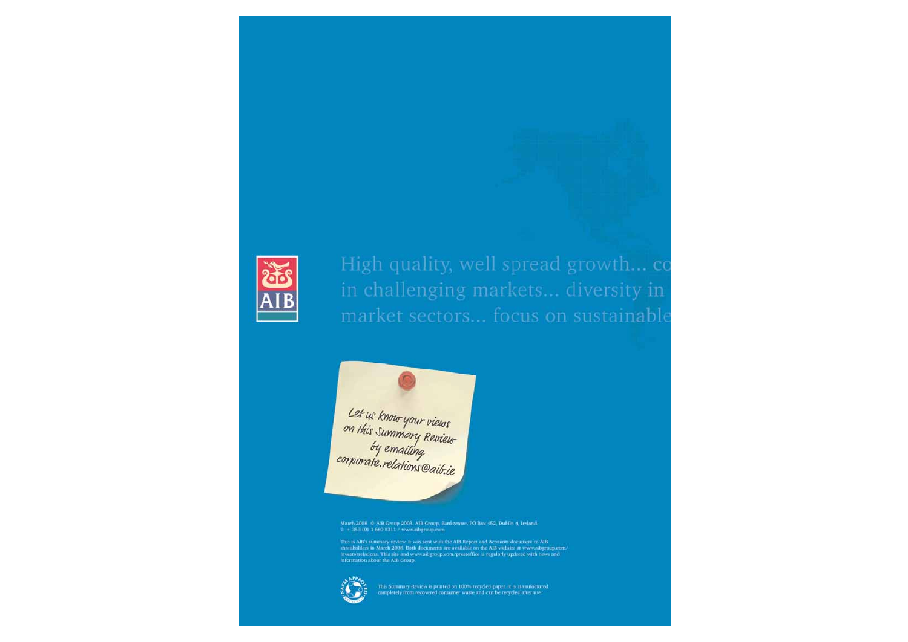AIB

High quality, well spread growth... co
in challenging markets... diversity in
market sectors... focus on sustainable

Let us know your views on this Summary Review by emailing corporate.relations@aib.ie

March 2008. © AIB Group 2008. AIB Group, Bankcentre, PO Box 452, Dublin 4, Ireland.
T: + 353 (0) 1 660 0311 / www.aibgroup.com

This is AIB's summary review. It was sent with the AIB Report and Accounts document to AIB shareholders in March 2008. Both documents are available on the AIB website at www.aibgroup.com/investorrelations. This site and www.aibgroup.com/pressoffice is regularly updated with news and information about the AIB Group.

This Summary Review is printed on 100% recycled paper. It is manufactured completely from recovered consumer waste and can be recycled after use.